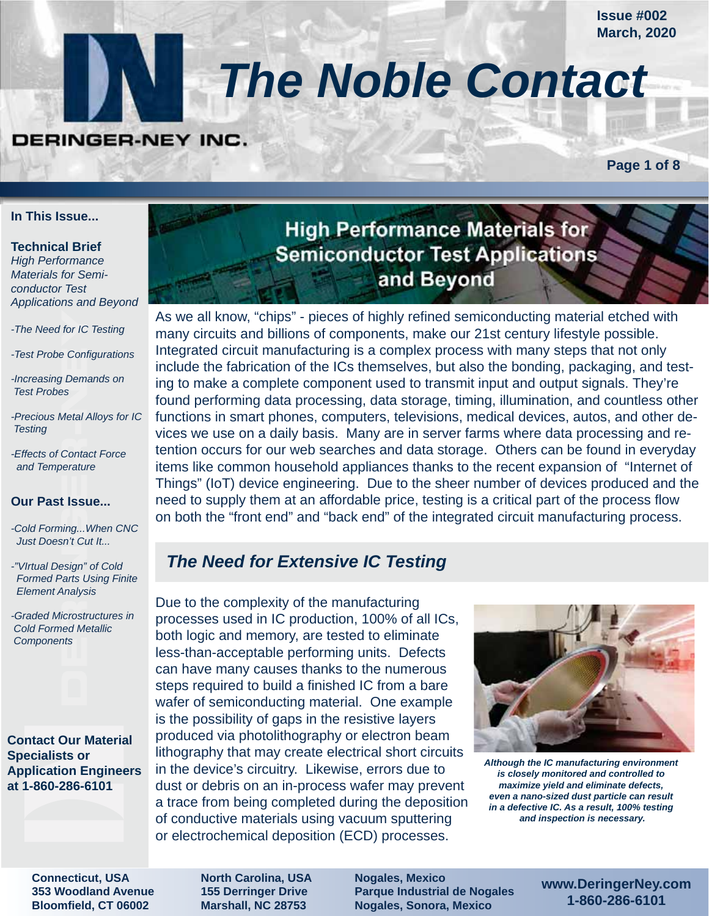Issue #002
March, 2020

# The Noble Contact

DERINGER-NEY INC.

**In This Issue...**

**Technical Brief**
*High Performance Materials for Semiconductor Test Applications and Beyond*

- *The Need for IC Testing*
- *Test Probe Configurations*
- *Increasing Demands on Test Probes*
- *Precious Metal Alloys for IC Testing*
- *Effects of Contact Force and Temperature*

**Our Past Issue...**

- *Cold Forming...When CNC Just Doesn't Cut It...*
- *"VIrtual Design" of Cold Formed Parts Using Finite Element Analysis*
- *Graded Microstructures in Cold Formed Metallic Components*

**Contact Our Material Specialists or Application Engineers at 1-860-286-6101**

## High Performance Materials for Semiconductor Test Applications and Beyond

As we all know, "chips" - pieces of highly refined semiconducting material etched with many circuits and billions of components, make our 21st century lifestyle possible. Integrated circuit manufacturing is a complex process with many steps that not only include the fabrication of the ICs themselves, but also the bonding, packaging, and testing to make a complete component used to transmit input and output signals. They're found performing data processing, data storage, timing, illumination, and countless other functions in smart phones, computers, televisions, medical devices, autos, and other devices we use on a daily basis. Many are in server farms where data processing and retention occurs for our web searches and data storage. Others can be found in everyday items like common household appliances thanks to the recent expansion of "Internet of Things" (IoT) device engineering. Due to the sheer number of devices produced and the need to supply them at an affordable price, testing is a critical part of the process flow on both the "front end" and "back end" of the integrated circuit manufacturing process.

## *The Need for Extensive IC Testing*

Due to the complexity of the manufacturing processes used in IC production, 100% of all ICs, both logic and memory, are tested to eliminate less-than-acceptable performing units. Defects can have many causes thanks to the numerous steps required to build a finished IC from a bare wafer of semiconducting material. One example is the possibility of gaps in the resistive layers produced via photolithography or electron beam lithography that may create electrical short circuits in the device's circuitry. Likewise, errors due to dust or debris on an in-process wafer may prevent a trace from being completed during the deposition of conductive materials using vacuum sputtering or electrochemical deposition (ECD) processes.

***Although the IC manufacturing environment is closely monitored and controlled to maximize yield and eliminate defects, even a nano-sized dust particle can result in a defective IC. As a result, 100% testing and inspection is necessary.***

**Connecticut, USA**
**353 Woodland Avenue**
**Bloomfield, CT 06002**

**North Carolina, USA**
**155 Derringer Drive**
**Marshall, NC 28753**

**Nogales, Mexico**
**Parque Industrial de Nogales**
**Nogales, Sonora, Mexico**

**www.DeringerNey.com**
**1-860-286-6101**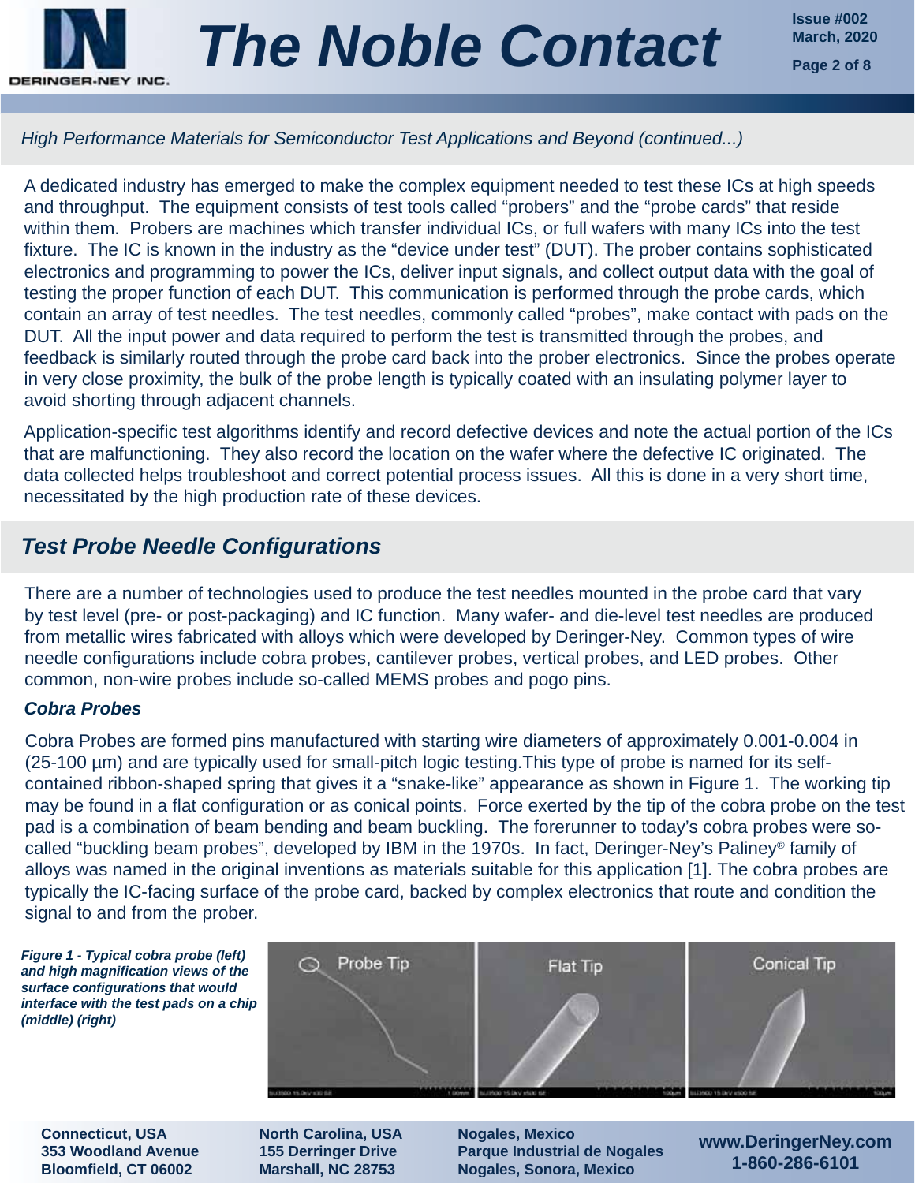*High Performance Materials for Semiconductor Test Applications and Beyond (continued...)*

A dedicated industry has emerged to make the complex equipment needed to test these ICs at high speeds and throughput. The equipment consists of test tools called "probers" and the "probe cards" that reside within them. Probers are machines which transfer individual ICs, or full wafers with many ICs into the test fixture. The IC is known in the industry as the "device under test" (DUT). The prober contains sophisticated electronics and programming to power the ICs, deliver input signals, and collect output data with the goal of testing the proper function of each DUT. This communication is performed through the probe cards, which contain an array of test needles. The test needles, commonly called "probes", make contact with pads on the DUT. All the input power and data required to perform the test is transmitted through the probes, and feedback is similarly routed through the probe card back into the prober electronics. Since the probes operate in very close proximity, the bulk of the probe length is typically coated with an insulating polymer layer to avoid shorting through adjacent channels.

Application-specific test algorithms identify and record defective devices and note the actual portion of the ICs that are malfunctioning. They also record the location on the wafer where the defective IC originated. The data collected helps troubleshoot and correct potential process issues. All this is done in a very short time, necessitated by the high production rate of these devices.

## Test Probe Needle Configurations

There are a number of technologies used to produce the test needles mounted in the probe card that vary by test level (pre- or post-packaging) and IC function. Many wafer- and die-level test needles are produced from metallic wires fabricated with alloys which were developed by Deringer-Ney. Common types of wire needle configurations include cobra probes, cantilever probes, vertical probes, and LED probes. Other common, non-wire probes include so-called MEMS probes and pogo pins.

### Cobra Probes

Cobra Probes are formed pins manufactured with starting wire diameters of approximately 0.001-0.004 in (25-100 µm) and are typically used for small-pitch logic testing.This type of probe is named for its self-contained ribbon-shaped spring that gives it a "snake-like" appearance as shown in Figure 1. The working tip may be found in a flat configuration or as conical points. Force exerted by the tip of the cobra probe on the test pad is a combination of beam bending and beam buckling. The forerunner to today's cobra probes were so-called "buckling beam probes", developed by IBM in the 1970s. In fact, Deringer-Ney's Paliney® family of alloys was named in the original inventions as materials suitable for this application [1]. The cobra probes are typically the IC-facing surface of the probe card, backed by complex electronics that route and condition the signal to and from the prober.

*Figure 1 - Typical cobra probe (left) and high magnification views of the surface configurations that would interface with the test pads on a chip (middle) (right)*

Probe Tip | Flat Tip | Conical Tip

**Connecticut, USA**
**353 Woodland Avenue**
**Bloomfield, CT 06002**

**North Carolina, USA**
**155 Derringer Drive**
**Marshall, NC 28753**

**Nogales, Mexico**
**Parque Industrial de Nogales**
**Nogales, Sonora, Mexico**

**www.DeringerNey.com**
**1-860-286-6101**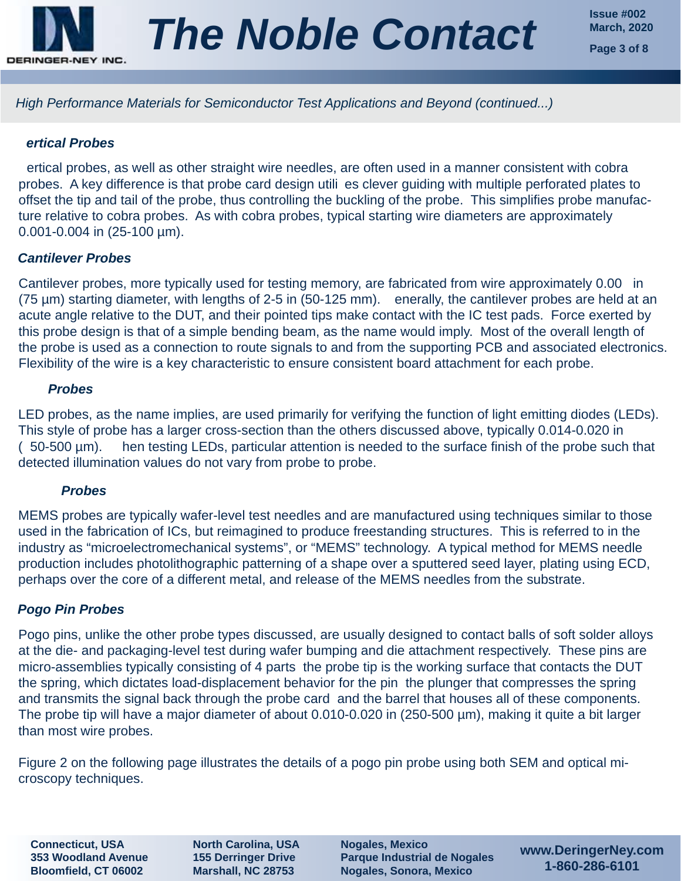*High Performance Materials for Semiconductor Test Applications and Beyond (continued...)*

### *ertical Probes*

ertical probes, as well as other straight wire needles, are often used in a manner consistent with cobra probes. A key difference is that probe card design utili es clever guiding with multiple perforated plates to offset the tip and tail of the probe, thus controlling the buckling of the probe. This simplifies probe manufacture relative to cobra probes. As with cobra probes, typical starting wire diameters are approximately 0.001-0.004 in (25-100 µm).

### *Cantilever Probes*

Cantilever probes, more typically used for testing memory, are fabricated from wire approximately 0.00 in (75 µm) starting diameter, with lengths of 2-5 in (50-125 mm). enerally, the cantilever probes are held at an acute angle relative to the DUT, and their pointed tips make contact with the IC test pads. Force exerted by this probe design is that of a simple bending beam, as the name would imply. Most of the overall length of the probe is used as a connection to route signals to and from the supporting PCB and associated electronics. Flexibility of the wire is a key characteristic to ensure consistent board attachment for each probe.

### *Probes*

LED probes, as the name implies, are used primarily for verifying the function of light emitting diodes (LEDs). This style of probe has a larger cross-section than the others discussed above, typically 0.014-0.020 in ( 50-500 µm). hen testing LEDs, particular attention is needed to the surface finish of the probe such that detected illumination values do not vary from probe to probe.

### *Probes*

MEMS probes are typically wafer-level test needles and are manufactured using techniques similar to those used in the fabrication of ICs, but reimagined to produce freestanding structures. This is referred to in the industry as “microelectromechanical systems”, or “MEMS” technology. A typical method for MEMS needle production includes photolithographic patterning of a shape over a sputtered seed layer, plating using ECD, perhaps over the core of a different metal, and release of the MEMS needles from the substrate.

### *Pogo Pin Probes*

Pogo pins, unlike the other probe types discussed, are usually designed to contact balls of soft solder alloys at the die- and packaging-level test during wafer bumping and die attachment respectively. These pins are micro-assemblies typically consisting of 4 parts the probe tip is the working surface that contacts the DUT the spring, which dictates load-displacement behavior for the pin the plunger that compresses the spring and transmits the signal back through the probe card and the barrel that houses all of these components. The probe tip will have a major diameter of about 0.010-0.020 in (250-500 µm), making it quite a bit larger than most wire probes.

Figure 2 on the following page illustrates the details of a pogo pin probe using both SEM and optical microscopy techniques.

**Connecticut, USA**
**353 Woodland Avenue**
**Bloomfield, CT 06002**

**North Carolina, USA**
**155 Derringer Drive**
**Marshall, NC 28753**

**Nogales, Mexico**
**Parque Industrial de Nogales**
**Nogales, Sonora, Mexico**

**www.DeringerNey.com**
**1-860-286-6101**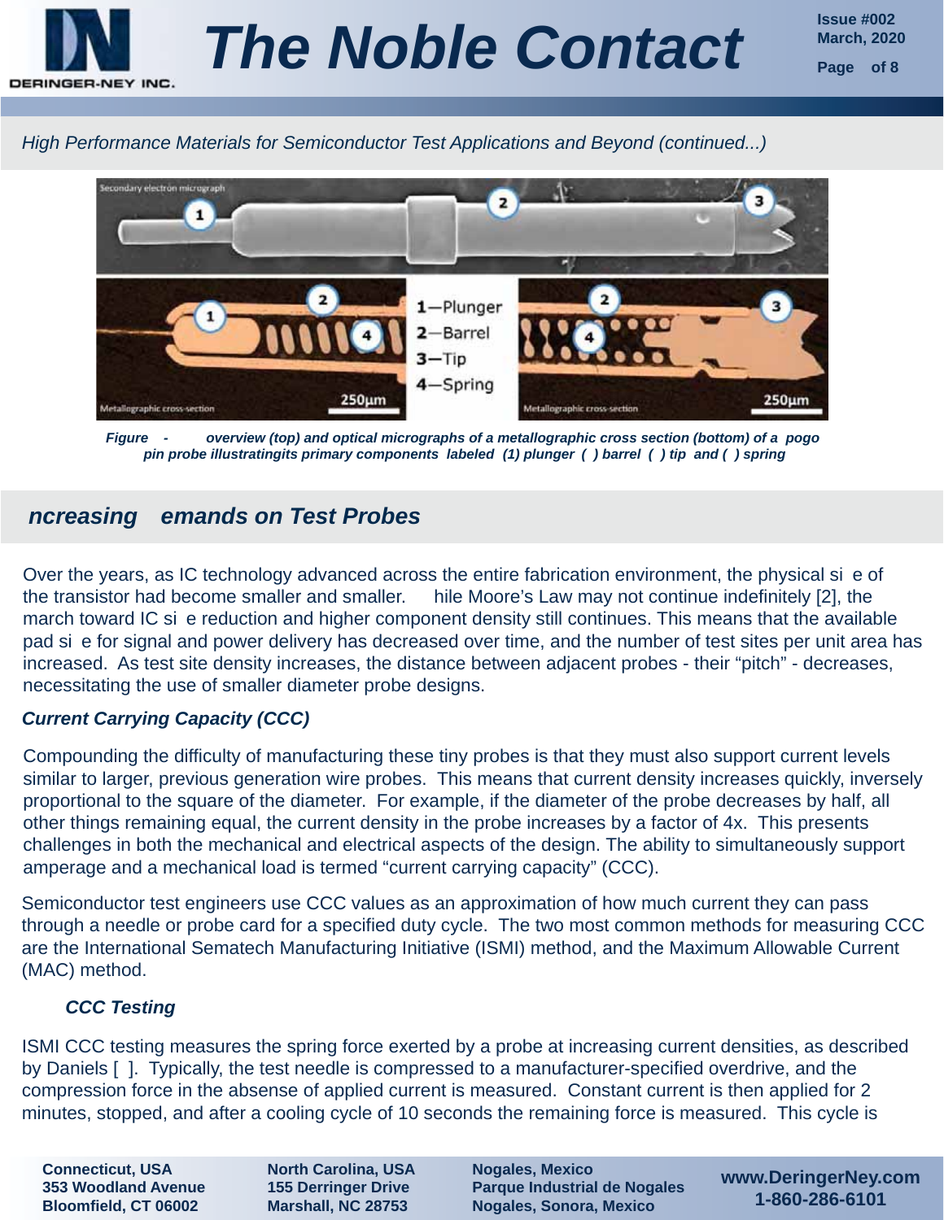*High Performance Materials for Semiconductor Test Applications and Beyond (continued...)*

*Figure - overview (top) and optical micrographs of a metallographic cross section (bottom) of a pogo pin probe illustratingits primary components labeled (1) plunger ( ) barrel ( ) tip and ( ) spring*

## ncreasing emands on Test Probes

Over the years, as IC technology advanced across the entire fabrication environment, the physical si e of the transistor had become smaller and smaller. hile Moore's Law may not continue indefinitely [2], the march toward IC si e reduction and higher component density still continues. This means that the available pad si e for signal and power delivery has decreased over time, and the number of test sites per unit area has increased. As test site density increases, the distance between adjacent probes - their "pitch" - decreases, necessitating the use of smaller diameter probe designs.

### *Current Carrying Capacity (CCC)*

Compounding the difficulty of manufacturing these tiny probes is that they must also support current levels similar to larger, previous generation wire probes. This means that current density increases quickly, inversely proportional to the square of the diameter. For example, if the diameter of the probe decreases by half, all other things remaining equal, the current density in the probe increases by a factor of 4x. This presents challenges in both the mechanical and electrical aspects of the design. The ability to simultaneously support amperage and a mechanical load is termed "current carrying capacity" (CCC).

Semiconductor test engineers use CCC values as an approximation of how much current they can pass through a needle or probe card for a specified duty cycle. The two most common methods for measuring CCC are the International Sematech Manufacturing Initiative (ISMI) method, and the Maximum Allowable Current (MAC) method.

#### *CCC Testing*

ISMI CCC testing measures the spring force exerted by a probe at increasing current densities, as described by Daniels [ ]. Typically, the test needle is compressed to a manufacturer-specified overdrive, and the compression force in the absense of applied current is measured. Constant current is then applied for 2 minutes, stopped, and after a cooling cycle of 10 seconds the remaining force is measured. This cycle is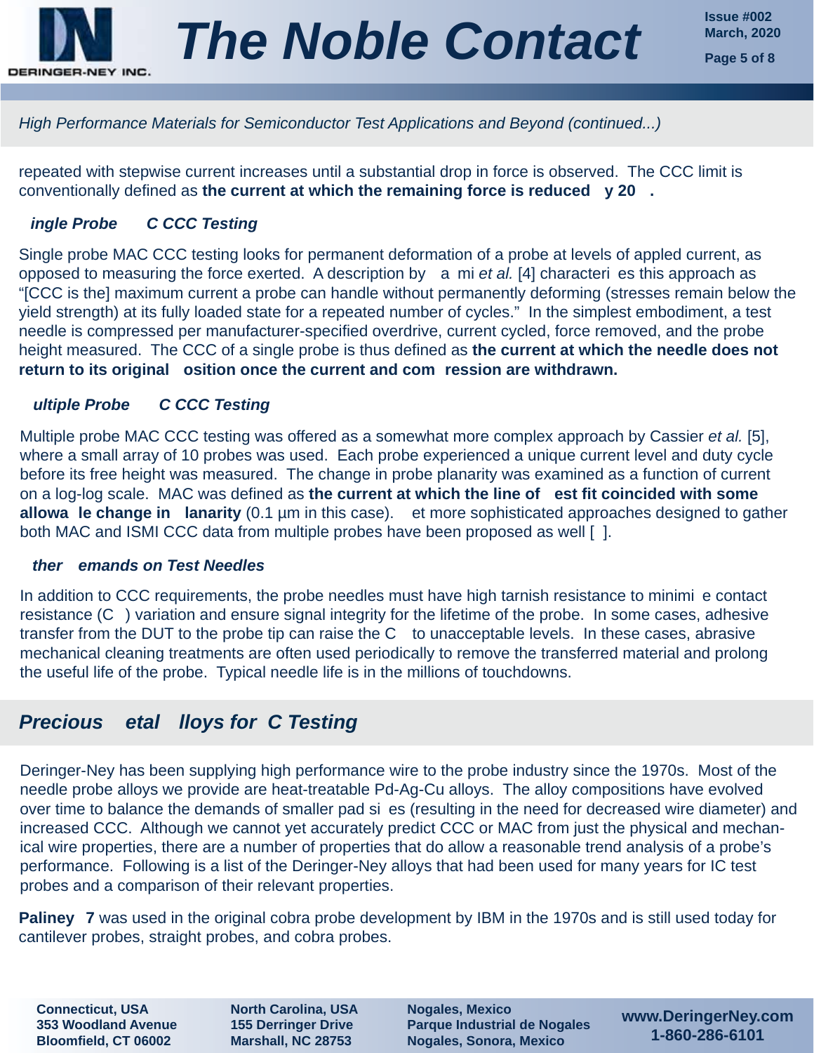*High Performance Materials for Semiconductor Test Applications and Beyond (continued...)*

repeated with stepwise current increases until a substantial drop in force is observed. The CCC limit is conventionally defined as **the current at which the remaining force is reduced y 20 .**

### *ingle Probe C CCC Testing*

Single probe MAC CCC testing looks for permanent deformation of a probe at levels of appled current, as opposed to measuring the force exerted. A description by a mi *et al.* [4] characteri es this approach as "[CCC is the] maximum current a probe can handle without permanently deforming (stresses remain below the yield strength) at its fully loaded state for a repeated number of cycles." In the simplest embodiment, a test needle is compressed per manufacturer-specified overdrive, current cycled, force removed, and the probe height measured. The CCC of a single probe is thus defined as **the current at which the needle does not return to its original osition once the current and com ression are withdrawn.**

### *ultiple Probe C CCC Testing*

Multiple probe MAC CCC testing was offered as a somewhat more complex approach by Cassier *et al.* [5], where a small array of 10 probes was used. Each probe experienced a unique current level and duty cycle before its free height was measured. The change in probe planarity was examined as a function of current on a log-log scale. MAC was defined as **the current at which the line of est fit coincided with some allowa le change in lanarity** (0.1 µm in this case). et more sophisticated approaches designed to gather both MAC and ISMI CCC data from multiple probes have been proposed as well [ ].

### *ther emands on Test Needles*

In addition to CCC requirements, the probe needles must have high tarnish resistance to minimi e contact resistance (C ) variation and ensure signal integrity for the lifetime of the probe. In some cases, adhesive transfer from the DUT to the probe tip can raise the C to unacceptable levels. In these cases, abrasive mechanical cleaning treatments are often used periodically to remove the transferred material and prolong the useful life of the probe. Typical needle life is in the millions of touchdowns.

## *Precious etal lloys for C Testing*

Deringer-Ney has been supplying high performance wire to the probe industry since the 1970s. Most of the needle probe alloys we provide are heat-treatable Pd-Ag-Cu alloys. The alloy compositions have evolved over time to balance the demands of smaller pad si es (resulting in the need for decreased wire diameter) and increased CCC. Although we cannot yet accurately predict CCC or MAC from just the physical and mechanical wire properties, there are a number of properties that do allow a reasonable trend analysis of a probe's performance. Following is a list of the Deringer-Ney alloys that had been used for many years for IC test probes and a comparison of their relevant properties.

**Paliney 7** was used in the original cobra probe development by IBM in the 1970s and is still used today for cantilever probes, straight probes, and cobra probes.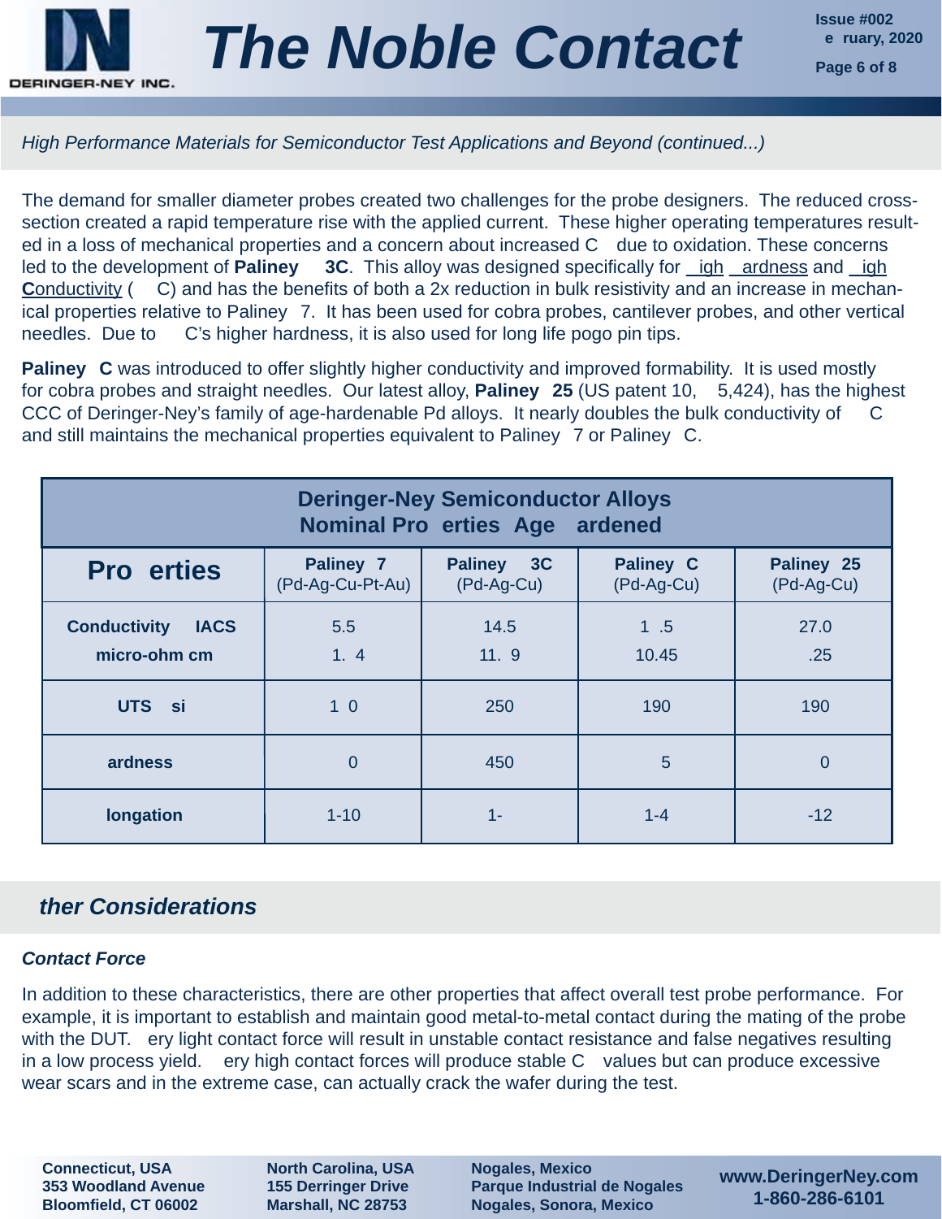*High Performance Materials for Semiconductor Test Applications and Beyond (continued...)*

The demand for smaller diameter probes created two challenges for the probe designers. The reduced cross-section created a rapid temperature rise with the applied current. These higher operating temperatures resulted in a loss of mechanical properties and a concern about increased C due to oxidation. These concerns led to the development of **Paliney 3C**. This alloy was designed specifically for igh ardness and igh **C**onductivity ( C) and has the benefits of both a 2x reduction in bulk resistivity and an increase in mechanical properties relative to Paliney 7. It has been used for cobra probes, cantilever probes, and other vertical needles. Due to C's higher hardness, it is also used for long life pogo pin tips.

**Paliney C** was introduced to offer slightly higher conductivity and improved formability. It is used mostly for cobra probes and straight needles. Our latest alloy, **Paliney 25** (US patent 10, 5,424), has the highest CCC of Deringer-Ney's family of age-hardenable Pd alloys. It nearly doubles the bulk conductivity of C and still maintains the mechanical properties equivalent to Paliney 7 or Paliney C.

| **Deringer-Ney Semiconductor Alloys Nominal Pro erties Age ardened** | | | | |
|---|---|---|---|---|
| **Pro erties** | **Paliney 7** (Pd-Ag-Cu-Pt-Au) | **Paliney 3C** (Pd-Ag-Cu) | **Paliney C** (Pd-Ag-Cu) | **Paliney 25** (Pd-Ag-Cu) |
| **Conductivity IACS** / **micro-ohm cm** | 5.5 / 1. 4 | 14.5 / 11. 9 | 1 .5 / 10.45 | 27.0 / .25 |
| **UTS si** | 1 0 | 250 | 190 | 190 |
| **ardness** | 0 | 450 | 5 | 0 |
| **longation** | 1-10 | 1- | 1-4 | -12 |

## ther Considerations

### *Contact Force*

In addition to these characteristics, there are other properties that affect overall test probe performance. For example, it is important to establish and maintain good metal-to-metal contact during the mating of the probe with the DUT. ery light contact force will result in unstable contact resistance and false negatives resulting in a low process yield. ery high contact forces will produce stable C values but can produce excessive wear scars and in the extreme case, can actually crack the wafer during the test.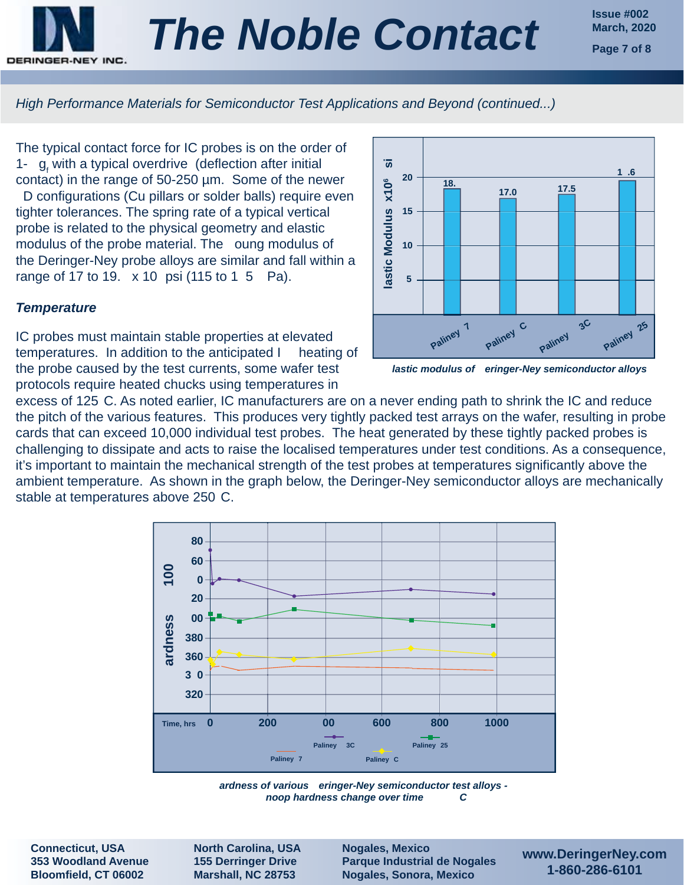## High Performance Materials for Semiconductor Test Applications and Beyond (continued...)

The typical contact force for IC probes is on the order of 1- $g_f$ with a typical overdrive (deflection after initial contact) in the range of 50-250 µm. Some of the newer D configurations (Cu pillars or solder balls) require even tighter tolerances. The spring rate of a typical vertical probe is related to the physical geometry and elastic modulus of the probe material. The oung modulus of the Deringer-Ney probe alloys are similar and fall within a range of 17 to 19. x 10 psi (115 to 1 5 Pa).

| | Paliney 7 | Paliney C | Paliney 3C | Paliney 25 |
|---|---|---|---|---|
| lastic Modulus x10⁶ si | 18. | 17.0 | 17.5 | 1 .6 |

*lastic modulus of eringer-Ney semiconductor alloys*

### *Temperature*

IC probes must maintain stable properties at elevated temperatures. In addition to the anticipated I heating of the probe caused by the test currents, some wafer test protocols require heated chucks using temperatures in excess of 125 C. As noted earlier, IC manufacturers are on a never ending path to shrink the IC and reduce the pitch of the various features. This produces very tightly packed test arrays on the wafer, resulting in probe cards that can exceed 10,000 individual test probes. The heat generated by these tightly packed probes is challenging to dissipate and acts to raise the localised temperatures under test conditions. As a consequence, it's important to maintain the mechanical strength of the test probes at temperatures significantly above the ambient temperature. As shown in the graph below, the Deringer-Ney semiconductor alloys are mechanically stable at temperatures above 250 C.

*ardness of various eringer-Ney semiconductor test alloys - noop hardness change over time C*

**Connecticut, USA**
**353 Woodland Avenue**
**Bloomfield, CT 06002**

**North Carolina, USA**
**155 Derringer Drive**
**Marshall, NC 28753**

**Nogales, Mexico**
**Parque Industrial de Nogales**
**Nogales, Sonora, Mexico**

**www.DeringerNey.com**
**1-860-286-6101**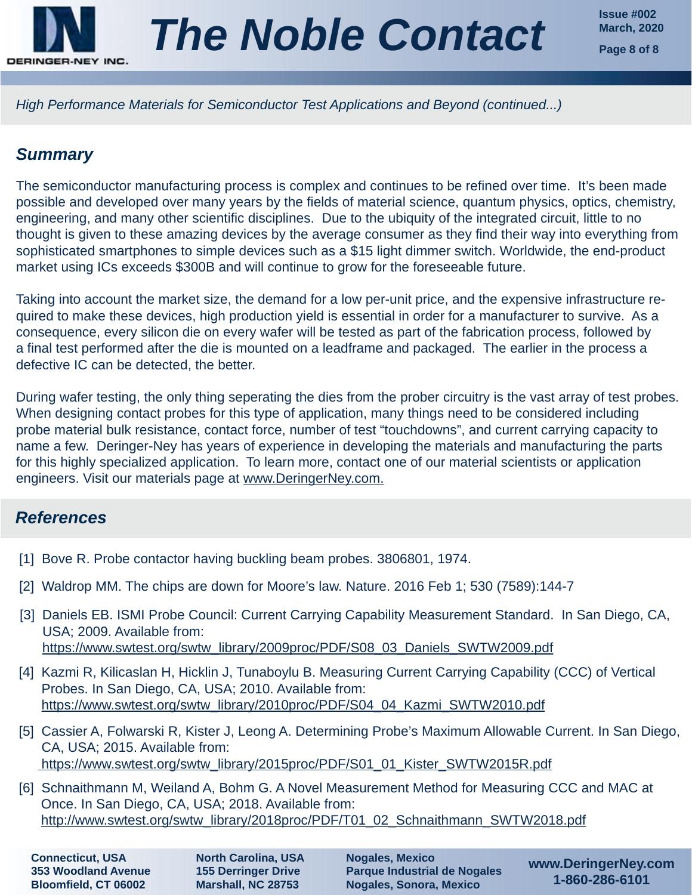*High Performance Materials for Semiconductor Test Applications and Beyond (continued...)*

## *Summary*

The semiconductor manufacturing process is complex and continues to be refined over time. It's been made possible and developed over many years by the fields of material science, quantum physics, optics, chemistry, engineering, and many other scientific disciplines. Due to the ubiquity of the integrated circuit, little to no thought is given to these amazing devices by the average consumer as they find their way into everything from sophisticated smartphones to simple devices such as a $15 light dimmer switch. Worldwide, the end-product market using ICs exceeds $300B and will continue to grow for the foreseeable future.

Taking into account the market size, the demand for a low per-unit price, and the expensive infrastructure required to make these devices, high production yield is essential in order for a manufacturer to survive. As a consequence, every silicon die on every wafer will be tested as part of the fabrication process, followed by a final test performed after the die is mounted on a leadframe and packaged. The earlier in the process a defective IC can be detected, the better.

During wafer testing, the only thing seperating the dies from the prober circuitry is the vast array of test probes. When designing contact probes for this type of application, many things need to be considered including probe material bulk resistance, contact force, number of test "touchdowns", and current carrying capacity to name a few. Deringer-Ney has years of experience in developing the materials and manufacturing the parts for this highly specialized application. To learn more, contact one of our material scientists or application engineers. Visit our materials page at www.DeringerNey.com.

## *References*

[1] Bove R. Probe contactor having buckling beam probes. 3806801, 1974.

[2] Waldrop MM. The chips are down for Moore's law. Nature. 2016 Feb 1; 530 (7589):144-7

[3] Daniels EB. ISMI Probe Council: Current Carrying Capability Measurement Standard. In San Diego, CA, USA; 2009. Available from: https://www.swtest.org/swtw_library/2009proc/PDF/S08_03_Daniels_SWTW2009.pdf

[4] Kazmi R, Kilicaslan H, Hicklin J, Tunaboylu B. Measuring Current Carrying Capability (CCC) of Vertical Probes. In San Diego, CA, USA; 2010. Available from: https://www.swtest.org/swtw_library/2010proc/PDF/S04_04_Kazmi_SWTW2010.pdf

[5] Cassier A, Folwarski R, Kister J, Leong A. Determining Probe's Maximum Allowable Current. In San Diego, CA, USA; 2015. Available from: https://www.swtest.org/swtw_library/2015proc/PDF/S01_01_Kister_SWTW2015R.pdf

[6] Schnaithmann M, Weiland A, Bohm G. A Novel Measurement Method for Measuring CCC and MAC at Once. In San Diego, CA, USA; 2018. Available from: http://www.swtest.org/swtw_library/2018proc/PDF/T01_02_Schnaithmann_SWTW2018.pdf